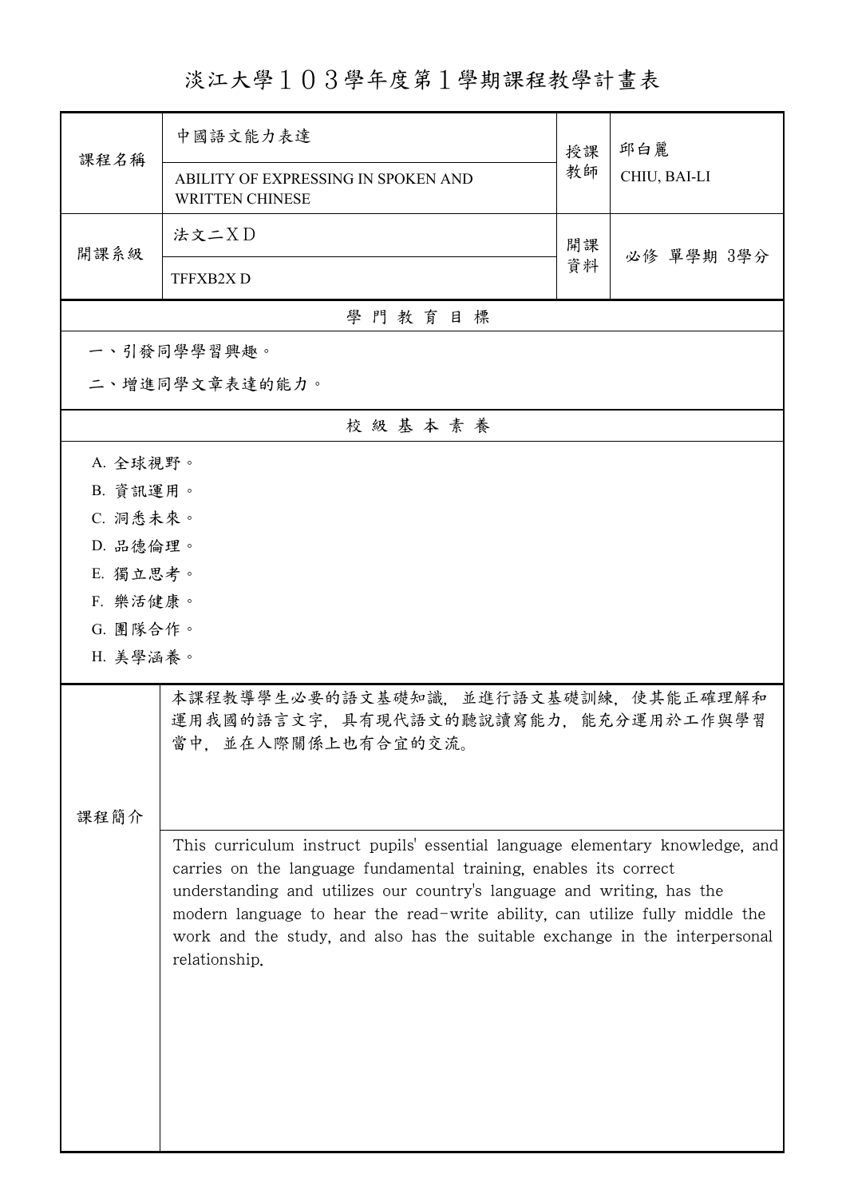# 淡江大學１０３學年度第１學期課程教學計畫表

| | | | |
|---|---|---|---|
| 課程名稱 | 中國語文能力表達<br>ABILITY OF EXPRESSING IN SPOKEN AND WRITTEN CHINESE | 授課教師 | 邱白麗<br>CHIU, BAI-LI |
| 開課系級 | 法文二ＸＤ<br>TFFXB2X D | 開課資料 | 必修 單學期 3學分 |

## 學 門 教 育 目 標

一、引發同學學習興趣。

二、增進同學文章表達的能力。

## 校 級 基 本 素 養

A. 全球視野。

B. 資訊運用。

C. 洞悉未來。

D. 品德倫理。

E. 獨立思考。

F. 樂活健康。

G. 團隊合作。

H. 美學涵養。

| | |
|---|---|
| 課程簡介 | 本課程教導學生必要的語文基礎知識，並進行語文基礎訓練，使其能正確理解和運用我國的語言文字，具有現代語文的聽說讀寫能力，能充分運用於工作與學習當中，並在人際關係上也有合宜的交流。 |
| | This curriculum instruct pupils' essential language elementary knowledge, and carries on the language fundamental training, enables its correct understanding and utilizes our country's language and writing, has the modern language to hear the read-write ability, can utilize fully middle the work and the study, and also has the suitable exchange in the interpersonal relationship. |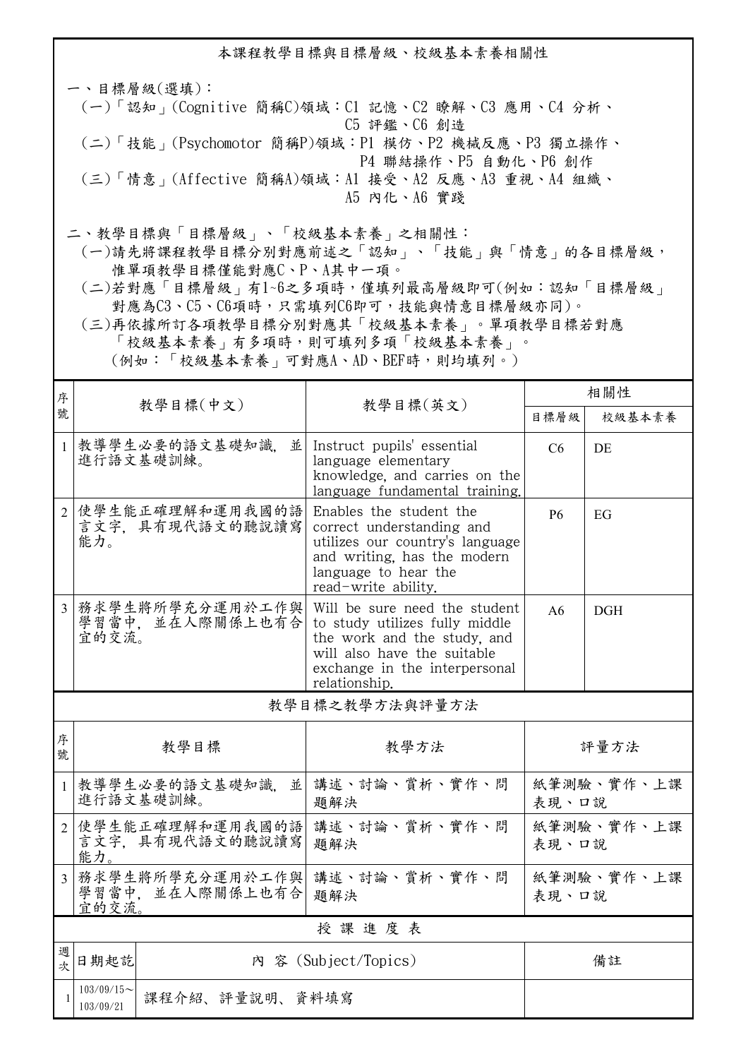## 本課程教學目標與目標層級、校級基本素養相關性

一、目標層級(選填)：

(一)「認知」(Cognitive 簡稱C)領域：C1 記憶、C2 瞭解、C3 應用、C4 分析、C5 評鑑、C6 創造

(二)「技能」(Psychomotor 簡稱P)領域：P1 模仿、P2 機械反應、P3 獨立操作、P4 聯結操作、P5 自動化、P6 創作

(三)「情意」(Affective 簡稱A)領域：A1 接受、A2 反應、A3 重視、A4 組織、A5 內化、A6 實踐

二、教學目標與「目標層級」、「校級基本素養」之相關性：

(一)請先將課程教學目標分別對應前述之「認知」、「技能」與「情意」的各目標層級，惟單項教學目標僅能對應C、P、A其中一項。

(二)若對應「目標層級」有1~6之多項時，僅填列最高層級即可(例如：認知「目標層級」對應為C3、C5、C6項時，只需填列C6即可，技能與情意目標層級亦同)。

(三)再依據所訂各項教學目標分別對應其「校級基本素養」。單項教學目標若對應「校級基本素養」有多項時，則可填列多項「校級基本素養」。(例如：「校級基本素養」可對應A、AD、BEF時，則均填列。)

| 序號 | 教學目標(中文) | 教學目標(英文) | 相關性 | |
|---|---|---|---|---|
| | | | 目標層級 | 校級基本素養 |
| 1 | 教導學生必要的語文基礎知識，並進行語文基礎訓練。 | Instruct pupils' essential language elementary knowledge, and carries on the language fundamental training. | C6 | DE |
| 2 | 使學生能正確理解和運用我國的語言文字，具有現代語文的聽說讀寫能力。 | Enables the student the correct understanding and utilizes our country's language and writing, has the modern language to hear the read-write ability. | P6 | EG |
| 3 | 務求學生將所學充分運用於工作與學習當中，並在人際關係上也有合宜的交流。 | Will be sure need the student to study utilizes fully middle the work and the study, and will also have the suitable exchange in the interpersonal relationship. | A6 | DGH |

## 教學目標之教學方法與評量方法

| 序號 | 教學目標 | 教學方法 | 評量方法 |
|---|---|---|---|
| 1 | 教導學生必要的語文基礎知識，並進行語文基礎訓練。 | 講述、討論、賞析、實作、問題解決 | 紙筆測驗、實作、上課表現、口說 |
| 2 | 使學生能正確理解和運用我國的語言文字，具有現代語文的聽說讀寫能力。 | 講述、討論、賞析、實作、問題解決 | 紙筆測驗、實作、上課表現、口說 |
| 3 | 務求學生將所學充分運用於工作與學習當中，並在人際關係上也有合宜的交流。 | 講述、討論、賞析、實作、問題解決 | 紙筆測驗、實作、上課表現、口說 |

## 授 課 進 度 表

| 週次 | 日期起訖 | 內 容 (Subject/Topics) | 備註 |
|---|---|---|---|
| 1 | 103/09/15~103/09/21 | 課程介紹、評量說明、資料填寫 | |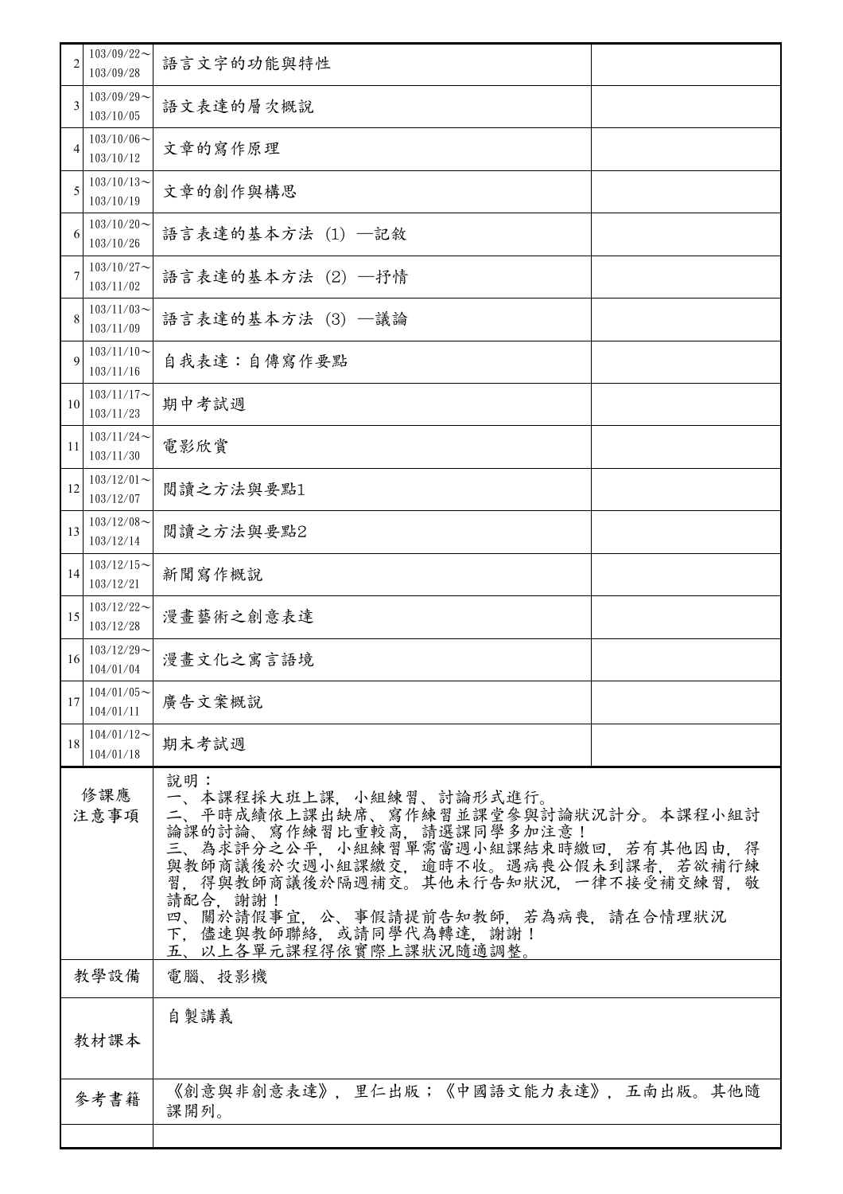| | | | |
|---|---|---|---|
| 2 | 103/09/22～103/09/28 | 語言文字的功能與特性 | |
| 3 | 103/09/29～103/10/05 | 語文表達的層次概說 | |
| 4 | 103/10/06～103/10/12 | 文章的寫作原理 | |
| 5 | 103/10/13～103/10/19 | 文章的創作與構思 | |
| 6 | 103/10/20～103/10/26 | 語言表達的基本方法 (1) —記敘 | |
| 7 | 103/10/27～103/11/02 | 語言表達的基本方法 (2) —抒情 | |
| 8 | 103/11/03～103/11/09 | 語言表達的基本方法 (3) —議論 | |
| 9 | 103/11/10～103/11/16 | 自我表達：自傳寫作要點 | |
| 10 | 103/11/17～103/11/23 | 期中考試週 | |
| 11 | 103/11/24～103/11/30 | 電影欣賞 | |
| 12 | 103/12/01～103/12/07 | 閱讀之方法與要點1 | |
| 13 | 103/12/08～103/12/14 | 閱讀之方法與要點2 | |
| 14 | 103/12/15～103/12/21 | 新聞寫作概說 | |
| 15 | 103/12/22～103/12/28 | 漫畫藝術之創意表達 | |
| 16 | 103/12/29～104/01/04 | 漫畫文化之寓言語境 | |
| 17 | 104/01/05～104/01/11 | 廣告文案概說 | |
| 18 | 104/01/12～104/01/18 | 期末考試週 | |

| | |
|---|---|
| 修課應注意事項 | 說明：<br>一、本課程採大班上課，小組練習、討論形式進行。<br>二、平時成績依上課出缺席、寫作練習並課堂參與討論狀況計分。本課程小組討論課的討論、寫作練習比重較高，請選課同學多加注意！<br>三、為求評分之公平，小組練習單需當週小組課結束時繳回，若有其他因由，得與教師商議後於次週小組課繳交，逾時不收。遇病喪公假未到課者，若欲補行練習，得與教師商議後於隔週補交。其他未行告知狀況，一律不接受補交練習，敬請配合，謝謝！<br>四、關於請假事宜，公、事假請提前告知教師，若為病喪，請在合情理狀況下，儘速與教師聯絡，或請同學代為轉達，謝謝！<br>五、以上各單元課程得依實際上課狀況隨適調整。 |
| 教學設備 | 電腦、投影機 |
| 教材課本 | 自製講義 |
| 參考書籍 | 《創意與非創意表達》，里仁出版；《中國語文能力表達》，五南出版。其他隨課開列。 |
| | |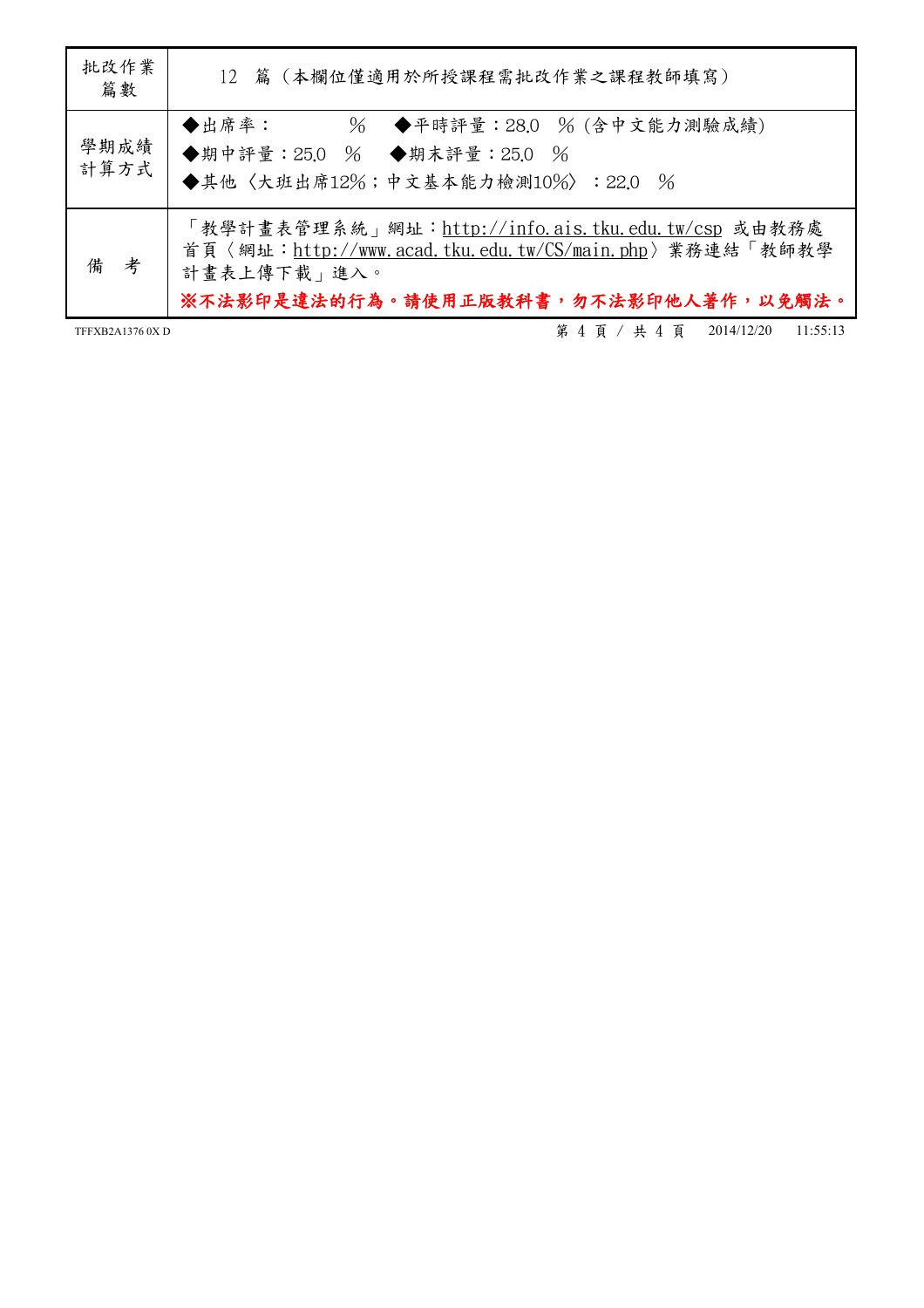| | |
|---|---|
| 批改作業篇數 | 12　篇（本欄位僅適用於所授課程需批改作業之課程教師填寫） |
| 學期成績計算方式 | ◆出席率：　　　％　◆平時評量：28.0　％（含中文能力測驗成績）<br>◆期中評量：25.0　％　◆期末評量：25.0　％<br>◆其他〈大班出席12%；中文基本能力檢測10%〉：22.0　％ |
| 備　考 | 「教學計畫表管理系統」網址：http://info.ais.tku.edu.tw/csp 或由教務處首頁〈網址：http://www.acad.tku.edu.tw/CS/main.php〉業務連結「教師教學計畫表上傳下載」進入。<br>**※不法影印是違法的行為。請使用正版教科書，勿不法影印他人著作，以免觸法。** |

TFFXB2A1376 0X D　　2014/12/20　11:55:13